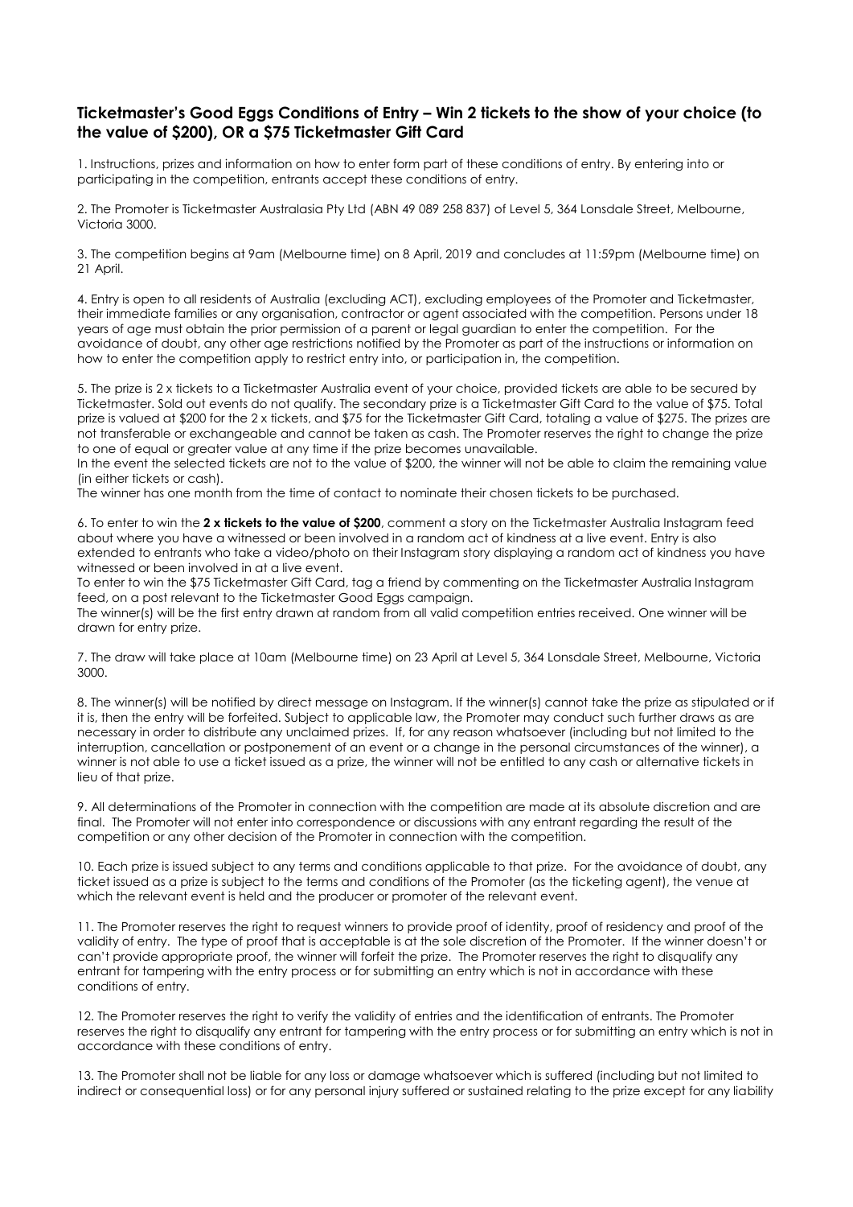## Ticketmaster's Good Eggs Conditions of Entry – Win 2 tickets to the show of your choice (to the value of $200), OR a $75 Ticketmaster Gift Card

1. Instructions, prizes and information on how to enter form part of these conditions of entry. By entering into or participating in the competition, entrants accept these conditions of entry.

2. The Promoter is Ticketmaster Australasia Pty Ltd (ABN 49 089 258 837) of Level 5, 364 Lonsdale Street, Melbourne, Victoria 3000.

3. The competition begins at 9am (Melbourne time) on 8 April, 2019 and concludes at 11:59pm (Melbourne time) on 21 April.

4. Entry is open to all residents of Australia (excluding ACT), excluding employees of the Promoter and Ticketmaster, their immediate families or any organisation, contractor or agent associated with the competition. Persons under 18 years of age must obtain the prior permission of a parent or legal guardian to enter the competition. For the avoidance of doubt, any other age restrictions notified by the Promoter as part of the instructions or information on how to enter the competition apply to restrict entry into, or participation in, the competition.

5. The prize is 2 x tickets to a Ticketmaster Australia event of your choice, provided tickets are able to be secured by Ticketmaster. Sold out events do not qualify. The secondary prize is a Ticketmaster Gift Card to the value of $75. Total prize is valued at $200 for the 2 x tickets, and $75 for the Ticketmaster Gift Card, totaling a value of $275. The prizes are not transferable or exchangeable and cannot be taken as cash. The Promoter reserves the right to change the prize to one of equal or greater value at any time if the prize becomes unavailable.
In the event the selected tickets are not to the value of $200, the winner will not be able to claim the remaining value (in either tickets or cash).
The winner has one month from the time of contact to nominate their chosen tickets to be purchased.

6. To enter to win the **2 x tickets to the value of $200**, comment a story on the Ticketmaster Australia Instagram feed about where you have a witnessed or been involved in a random act of kindness at a live event. Entry is also extended to entrants who take a video/photo on their Instagram story displaying a random act of kindness you have witnessed or been involved in at a live event.
To enter to win the $75 Ticketmaster Gift Card, tag a friend by commenting on the Ticketmaster Australia Instagram feed, on a post relevant to the Ticketmaster Good Eggs campaign.
The winner(s) will be the first entry drawn at random from all valid competition entries received. One winner will be drawn for entry prize.

7. The draw will take place at 10am (Melbourne time) on 23 April at Level 5, 364 Lonsdale Street, Melbourne, Victoria 3000.

8. The winner(s) will be notified by direct message on Instagram. If the winner(s) cannot take the prize as stipulated or if it is, then the entry will be forfeited. Subject to applicable law, the Promoter may conduct such further draws as are necessary in order to distribute any unclaimed prizes. If, for any reason whatsoever (including but not limited to the interruption, cancellation or postponement of an event or a change in the personal circumstances of the winner), a winner is not able to use a ticket issued as a prize, the winner will not be entitled to any cash or alternative tickets in lieu of that prize.

9. All determinations of the Promoter in connection with the competition are made at its absolute discretion and are final. The Promoter will not enter into correspondence or discussions with any entrant regarding the result of the competition or any other decision of the Promoter in connection with the competition.

10. Each prize is issued subject to any terms and conditions applicable to that prize. For the avoidance of doubt, any ticket issued as a prize is subject to the terms and conditions of the Promoter (as the ticketing agent), the venue at which the relevant event is held and the producer or promoter of the relevant event.

11. The Promoter reserves the right to request winners to provide proof of identity, proof of residency and proof of the validity of entry. The type of proof that is acceptable is at the sole discretion of the Promoter. If the winner doesn't or can't provide appropriate proof, the winner will forfeit the prize. The Promoter reserves the right to disqualify any entrant for tampering with the entry process or for submitting an entry which is not in accordance with these conditions of entry.

12. The Promoter reserves the right to verify the validity of entries and the identification of entrants. The Promoter reserves the right to disqualify any entrant for tampering with the entry process or for submitting an entry which is not in accordance with these conditions of entry.

13. The Promoter shall not be liable for any loss or damage whatsoever which is suffered (including but not limited to indirect or consequential loss) or for any personal injury suffered or sustained relating to the prize except for any liability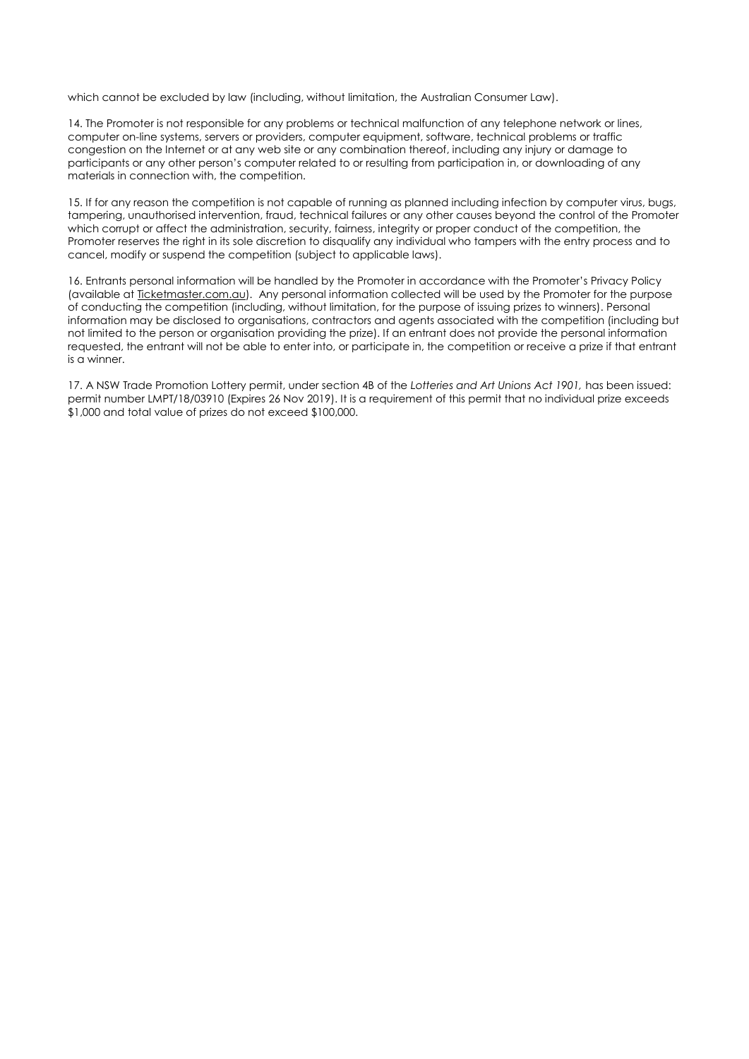which cannot be excluded by law (including, without limitation, the Australian Consumer Law).

14. The Promoter is not responsible for any problems or technical malfunction of any telephone network or lines, computer on-line systems, servers or providers, computer equipment, software, technical problems or traffic congestion on the Internet or at any web site or any combination thereof, including any injury or damage to participants or any other person's computer related to or resulting from participation in, or downloading of any materials in connection with, the competition.

15. If for any reason the competition is not capable of running as planned including infection by computer virus, bugs, tampering, unauthorised intervention, fraud, technical failures or any other causes beyond the control of the Promoter which corrupt or affect the administration, security, fairness, integrity or proper conduct of the competition, the Promoter reserves the right in its sole discretion to disqualify any individual who tampers with the entry process and to cancel, modify or suspend the competition (subject to applicable laws).

16. Entrants personal information will be handled by the Promoter in accordance with the Promoter's Privacy Policy (available at Ticketmaster.com.au). Any personal information collected will be used by the Promoter for the purpose of conducting the competition (including, without limitation, for the purpose of issuing prizes to winners). Personal information may be disclosed to organisations, contractors and agents associated with the competition (including but not limited to the person or organisation providing the prize). If an entrant does not provide the personal information requested, the entrant will not be able to enter into, or participate in, the competition or receive a prize if that entrant is a winner.

17. A NSW Trade Promotion Lottery permit, under section 4B of the *Lotteries and Art Unions Act 1901,* has been issued: permit number LMPT/18/03910 (Expires 26 Nov 2019). It is a requirement of this permit that no individual prize exceeds $1,000 and total value of prizes do not exceed $100,000.